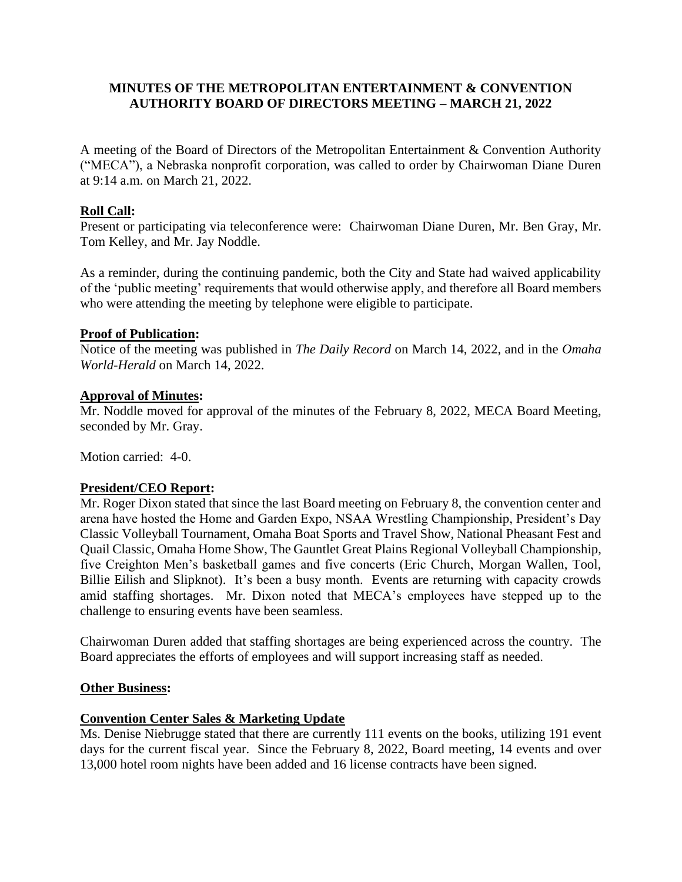# MINUTES OF THE METROPOLITAN ENTERTAINMENT & CONVENTION AUTHORITY BOARD OF DIRECTORS MEETING – MARCH 21, 2022

A meeting of the Board of Directors of the Metropolitan Entertainment & Convention Authority ("MECA"), a Nebraska nonprofit corporation, was called to order by Chairwoman Diane Duren at 9:14 a.m. on March 21, 2022.

**Roll Call:**

Present or participating via teleconference were: Chairwoman Diane Duren, Mr. Ben Gray, Mr. Tom Kelley, and Mr. Jay Noddle.

As a reminder, during the continuing pandemic, both the City and State had waived applicability of the 'public meeting' requirements that would otherwise apply, and therefore all Board members who were attending the meeting by telephone were eligible to participate.

**Proof of Publication:**

Notice of the meeting was published in *The Daily Record* on March 14, 2022, and in the *Omaha World-Herald* on March 14, 2022.

**Approval of Minutes:**

Mr. Noddle moved for approval of the minutes of the February 8, 2022, MECA Board Meeting, seconded by Mr. Gray.

Motion carried: 4-0.

**President/CEO Report:**

Mr. Roger Dixon stated that since the last Board meeting on February 8, the convention center and arena have hosted the Home and Garden Expo, NSAA Wrestling Championship, President's Day Classic Volleyball Tournament, Omaha Boat Sports and Travel Show, National Pheasant Fest and Quail Classic, Omaha Home Show, The Gauntlet Great Plains Regional Volleyball Championship, five Creighton Men's basketball games and five concerts (Eric Church, Morgan Wallen, Tool, Billie Eilish and Slipknot). It's been a busy month. Events are returning with capacity crowds amid staffing shortages. Mr. Dixon noted that MECA's employees have stepped up to the challenge to ensuring events have been seamless.

Chairwoman Duren added that staffing shortages are being experienced across the country. The Board appreciates the efforts of employees and will support increasing staff as needed.

**Other Business:**

**Convention Center Sales & Marketing Update**

Ms. Denise Niebrugge stated that there are currently 111 events on the books, utilizing 191 event days for the current fiscal year. Since the February 8, 2022, Board meeting, 14 events and over 13,000 hotel room nights have been added and 16 license contracts have been signed.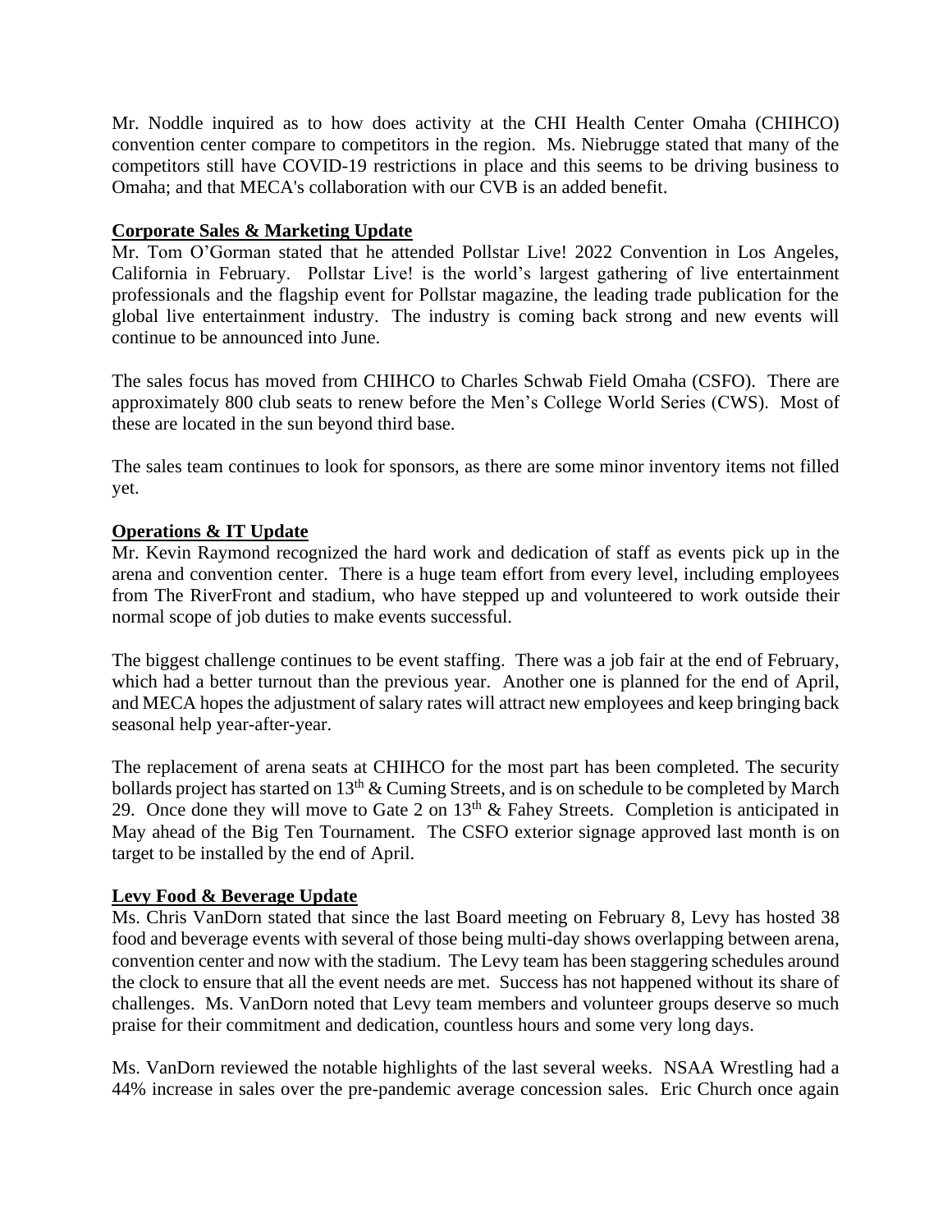Mr. Noddle inquired as to how does activity at the CHI Health Center Omaha (CHIHCO) convention center compare to competitors in the region. Ms. Niebrugge stated that many of the competitors still have COVID-19 restrictions in place and this seems to be driving business to Omaha; and that MECA's collaboration with our CVB is an added benefit.

**Corporate Sales & Marketing Update**

Mr. Tom O'Gorman stated that he attended Pollstar Live! 2022 Convention in Los Angeles, California in February. Pollstar Live! is the world's largest gathering of live entertainment professionals and the flagship event for Pollstar magazine, the leading trade publication for the global live entertainment industry. The industry is coming back strong and new events will continue to be announced into June.

The sales focus has moved from CHIHCO to Charles Schwab Field Omaha (CSFO). There are approximately 800 club seats to renew before the Men's College World Series (CWS). Most of these are located in the sun beyond third base.

The sales team continues to look for sponsors, as there are some minor inventory items not filled yet.

**Operations & IT Update**

Mr. Kevin Raymond recognized the hard work and dedication of staff as events pick up in the arena and convention center. There is a huge team effort from every level, including employees from The RiverFront and stadium, who have stepped up and volunteered to work outside their normal scope of job duties to make events successful.

The biggest challenge continues to be event staffing. There was a job fair at the end of February, which had a better turnout than the previous year. Another one is planned for the end of April, and MECA hopes the adjustment of salary rates will attract new employees and keep bringing back seasonal help year-after-year.

The replacement of arena seats at CHIHCO for the most part has been completed. The security bollards project has started on 13th & Cuming Streets, and is on schedule to be completed by March 29. Once done they will move to Gate 2 on 13th & Fahey Streets. Completion is anticipated in May ahead of the Big Ten Tournament. The CSFO exterior signage approved last month is on target to be installed by the end of April.

**Levy Food & Beverage Update**

Ms. Chris VanDorn stated that since the last Board meeting on February 8, Levy has hosted 38 food and beverage events with several of those being multi-day shows overlapping between arena, convention center and now with the stadium. The Levy team has been staggering schedules around the clock to ensure that all the event needs are met. Success has not happened without its share of challenges. Ms. VanDorn noted that Levy team members and volunteer groups deserve so much praise for their commitment and dedication, countless hours and some very long days.

Ms. VanDorn reviewed the notable highlights of the last several weeks. NSAA Wrestling had a 44% increase in sales over the pre-pandemic average concession sales. Eric Church once again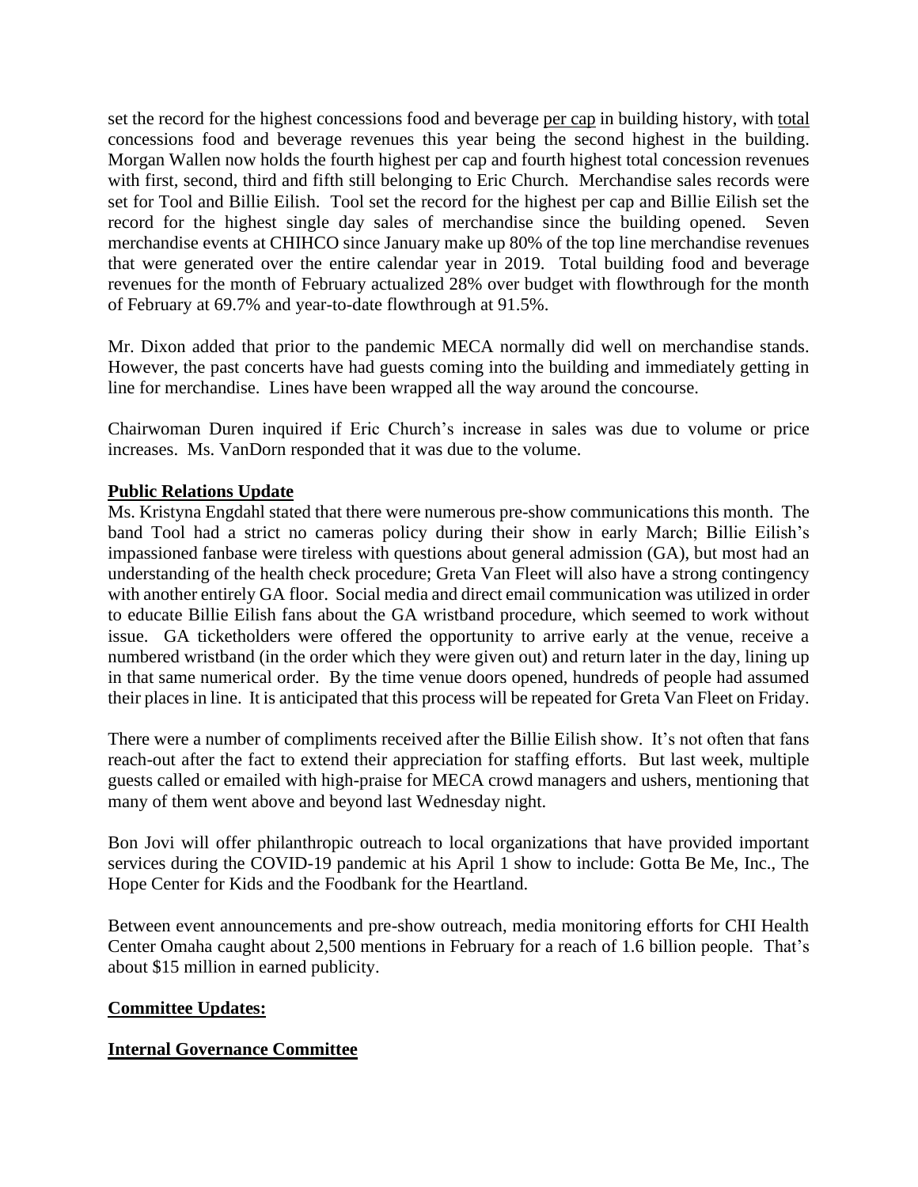set the record for the highest concessions food and beverage <u>per cap</u> in building history, with <u>total</u> concessions food and beverage revenues this year being the second highest in the building. Morgan Wallen now holds the fourth highest per cap and fourth highest total concession revenues with first, second, third and fifth still belonging to Eric Church. Merchandise sales records were set for Tool and Billie Eilish. Tool set the record for the highest per cap and Billie Eilish set the record for the highest single day sales of merchandise since the building opened. Seven merchandise events at CHIHCO since January make up 80% of the top line merchandise revenues that were generated over the entire calendar year in 2019. Total building food and beverage revenues for the month of February actualized 28% over budget with flowthrough for the month of February at 69.7% and year-to-date flowthrough at 91.5%.

Mr. Dixon added that prior to the pandemic MECA normally did well on merchandise stands. However, the past concerts have had guests coming into the building and immediately getting in line for merchandise. Lines have been wrapped all the way around the concourse.

Chairwoman Duren inquired if Eric Church's increase in sales was due to volume or price increases. Ms. VanDorn responded that it was due to the volume.

**<u>Public Relations Update</u>**

Ms. Kristyna Engdahl stated that there were numerous pre-show communications this month. The band Tool had a strict no cameras policy during their show in early March; Billie Eilish's impassioned fanbase were tireless with questions about general admission (GA), but most had an understanding of the health check procedure; Greta Van Fleet will also have a strong contingency with another entirely GA floor. Social media and direct email communication was utilized in order to educate Billie Eilish fans about the GA wristband procedure, which seemed to work without issue. GA ticketholders were offered the opportunity to arrive early at the venue, receive a numbered wristband (in the order which they were given out) and return later in the day, lining up in that same numerical order. By the time venue doors opened, hundreds of people had assumed their places in line. It is anticipated that this process will be repeated for Greta Van Fleet on Friday.

There were a number of compliments received after the Billie Eilish show. It's not often that fans reach-out after the fact to extend their appreciation for staffing efforts. But last week, multiple guests called or emailed with high-praise for MECA crowd managers and ushers, mentioning that many of them went above and beyond last Wednesday night.

Bon Jovi will offer philanthropic outreach to local organizations that have provided important services during the COVID-19 pandemic at his April 1 show to include: Gotta Be Me, Inc., The Hope Center for Kids and the Foodbank for the Heartland.

Between event announcements and pre-show outreach, media monitoring efforts for CHI Health Center Omaha caught about 2,500 mentions in February for a reach of 1.6 billion people. That's about $15 million in earned publicity.

**<u>Committee Updates:</u>**

**<u>Internal Governance Committee</u>**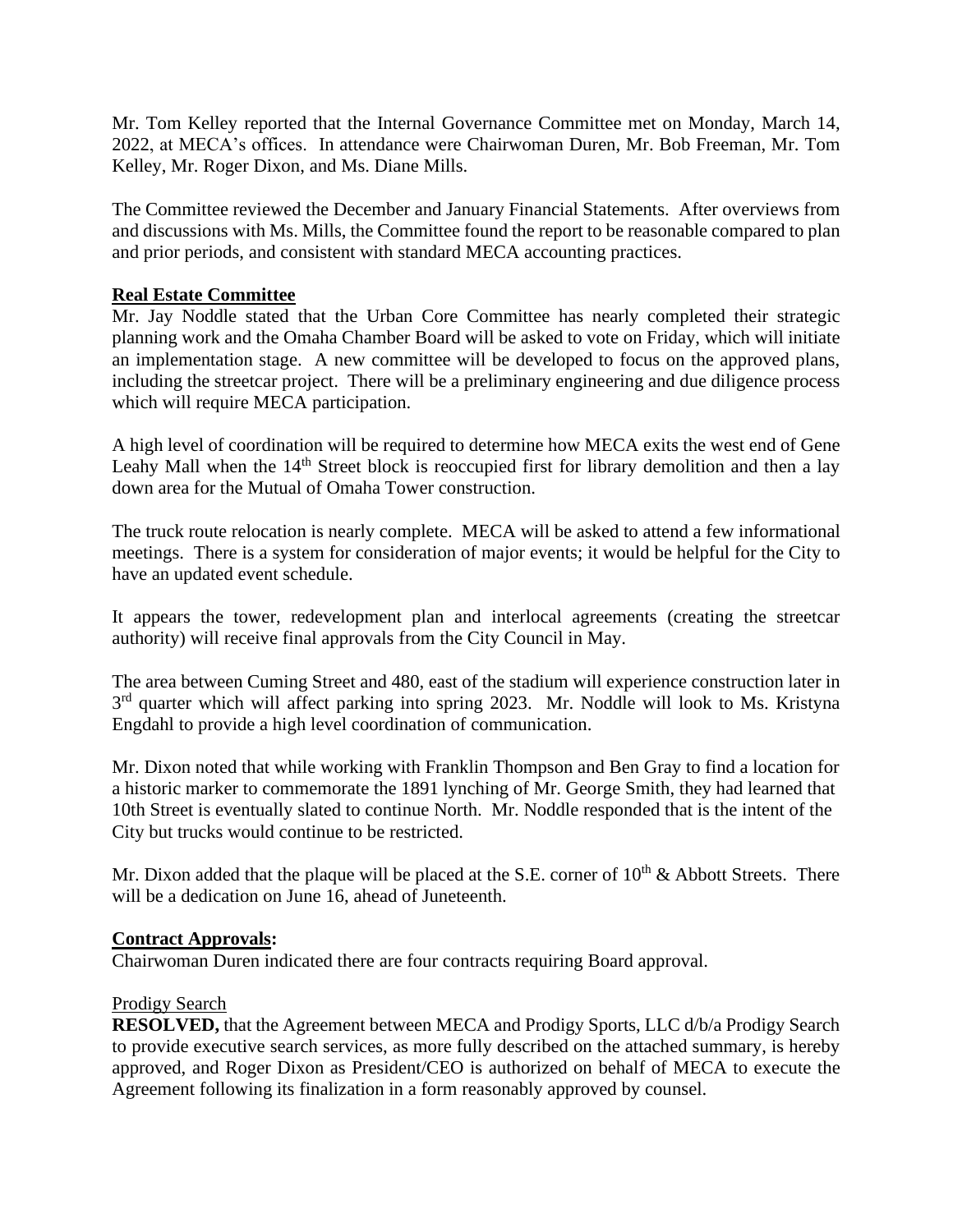Mr. Tom Kelley reported that the Internal Governance Committee met on Monday, March 14, 2022, at MECA's offices. In attendance were Chairwoman Duren, Mr. Bob Freeman, Mr. Tom Kelley, Mr. Roger Dixon, and Ms. Diane Mills.

The Committee reviewed the December and January Financial Statements. After overviews from and discussions with Ms. Mills, the Committee found the report to be reasonable compared to plan and prior periods, and consistent with standard MECA accounting practices.

**Real Estate Committee**

Mr. Jay Noddle stated that the Urban Core Committee has nearly completed their strategic planning work and the Omaha Chamber Board will be asked to vote on Friday, which will initiate an implementation stage. A new committee will be developed to focus on the approved plans, including the streetcar project. There will be a preliminary engineering and due diligence process which will require MECA participation.

A high level of coordination will be required to determine how MECA exits the west end of Gene Leahy Mall when the 14th Street block is reoccupied first for library demolition and then a lay down area for the Mutual of Omaha Tower construction.

The truck route relocation is nearly complete. MECA will be asked to attend a few informational meetings. There is a system for consideration of major events; it would be helpful for the City to have an updated event schedule.

It appears the tower, redevelopment plan and interlocal agreements (creating the streetcar authority) will receive final approvals from the City Council in May.

The area between Cuming Street and 480, east of the stadium will experience construction later in 3rd quarter which will affect parking into spring 2023. Mr. Noddle will look to Ms. Kristyna Engdahl to provide a high level coordination of communication.

Mr. Dixon noted that while working with Franklin Thompson and Ben Gray to find a location for a historic marker to commemorate the 1891 lynching of Mr. George Smith, they had learned that 10th Street is eventually slated to continue North. Mr. Noddle responded that is the intent of the City but trucks would continue to be restricted.

Mr. Dixon added that the plaque will be placed at the S.E. corner of 10th & Abbott Streets. There will be a dedication on June 16, ahead of Juneteenth.

**Contract Approvals:**

Chairwoman Duren indicated there are four contracts requiring Board approval.

Prodigy Search

**RESOLVED,** that the Agreement between MECA and Prodigy Sports, LLC d/b/a Prodigy Search to provide executive search services, as more fully described on the attached summary, is hereby approved, and Roger Dixon as President/CEO is authorized on behalf of MECA to execute the Agreement following its finalization in a form reasonably approved by counsel.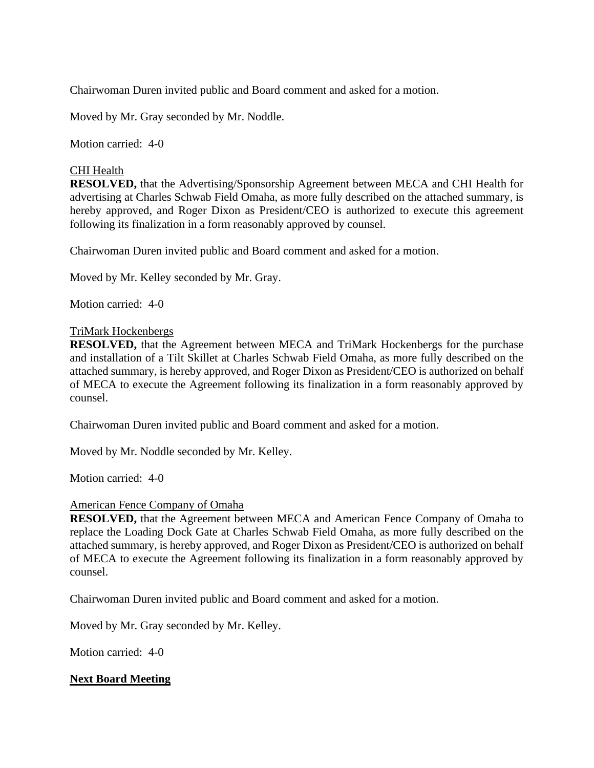Chairwoman Duren invited public and Board comment and asked for a motion.

Moved by Mr. Gray seconded by Mr. Noddle.

Motion carried: 4-0

CHI Health

**RESOLVED,** that the Advertising/Sponsorship Agreement between MECA and CHI Health for advertising at Charles Schwab Field Omaha, as more fully described on the attached summary, is hereby approved, and Roger Dixon as President/CEO is authorized to execute this agreement following its finalization in a form reasonably approved by counsel.

Chairwoman Duren invited public and Board comment and asked for a motion.

Moved by Mr. Kelley seconded by Mr. Gray.

Motion carried: 4-0

TriMark Hockenbergs

**RESOLVED,** that the Agreement between MECA and TriMark Hockenbergs for the purchase and installation of a Tilt Skillet at Charles Schwab Field Omaha, as more fully described on the attached summary, is hereby approved, and Roger Dixon as President/CEO is authorized on behalf of MECA to execute the Agreement following its finalization in a form reasonably approved by counsel.

Chairwoman Duren invited public and Board comment and asked for a motion.

Moved by Mr. Noddle seconded by Mr. Kelley.

Motion carried: 4-0

American Fence Company of Omaha

**RESOLVED,** that the Agreement between MECA and American Fence Company of Omaha to replace the Loading Dock Gate at Charles Schwab Field Omaha, as more fully described on the attached summary, is hereby approved, and Roger Dixon as President/CEO is authorized on behalf of MECA to execute the Agreement following its finalization in a form reasonably approved by counsel.

Chairwoman Duren invited public and Board comment and asked for a motion.

Moved by Mr. Gray seconded by Mr. Kelley.

Motion carried: 4-0

**Next Board Meeting**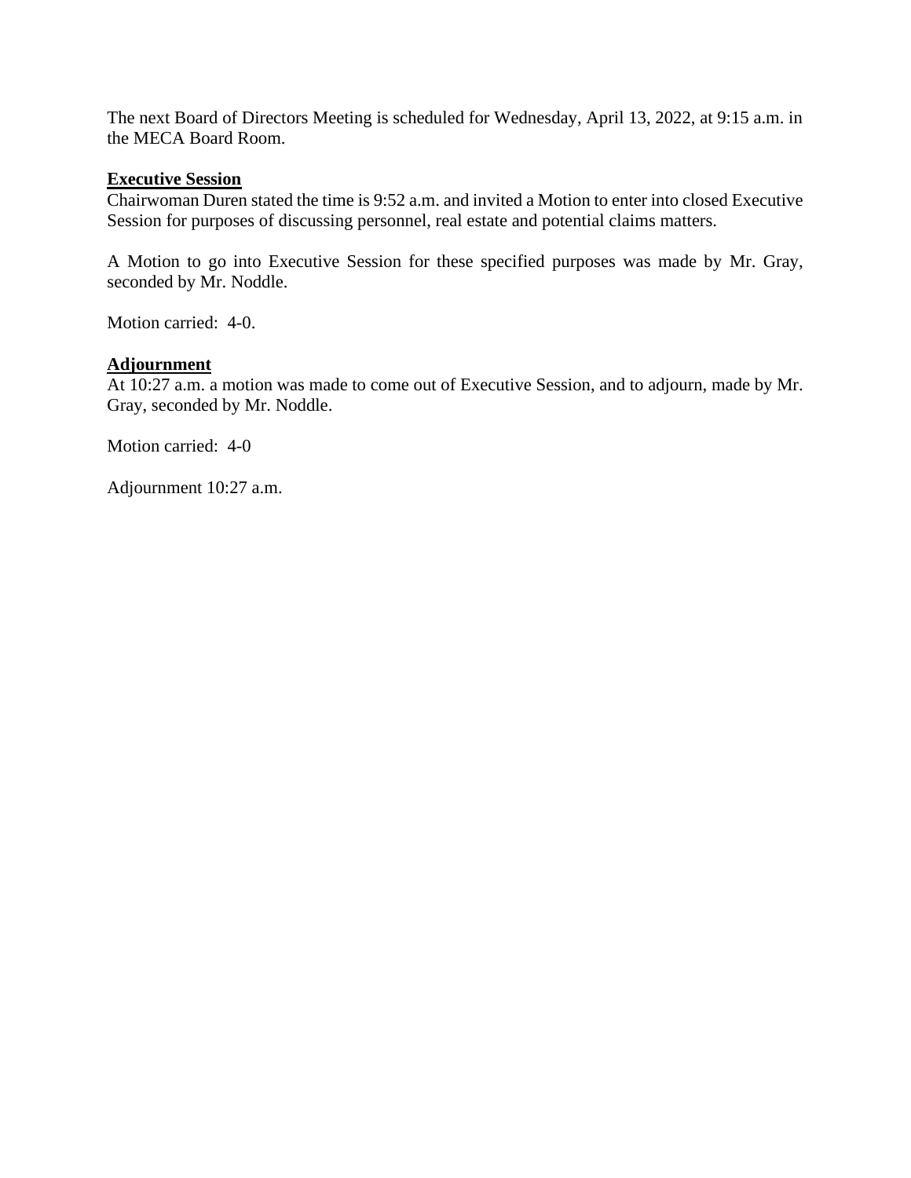The next Board of Directors Meeting is scheduled for Wednesday, April 13, 2022, at 9:15 a.m. in the MECA Board Room.

## **Executive Session**

Chairwoman Duren stated the time is 9:52 a.m. and invited a Motion to enter into closed Executive Session for purposes of discussing personnel, real estate and potential claims matters.

A Motion to go into Executive Session for these specified purposes was made by Mr. Gray, seconded by Mr. Noddle.

Motion carried: 4-0.

## **Adjournment**

At 10:27 a.m. a motion was made to come out of Executive Session, and to adjourn, made by Mr. Gray, seconded by Mr. Noddle.

Motion carried: 4-0

Adjournment 10:27 a.m.